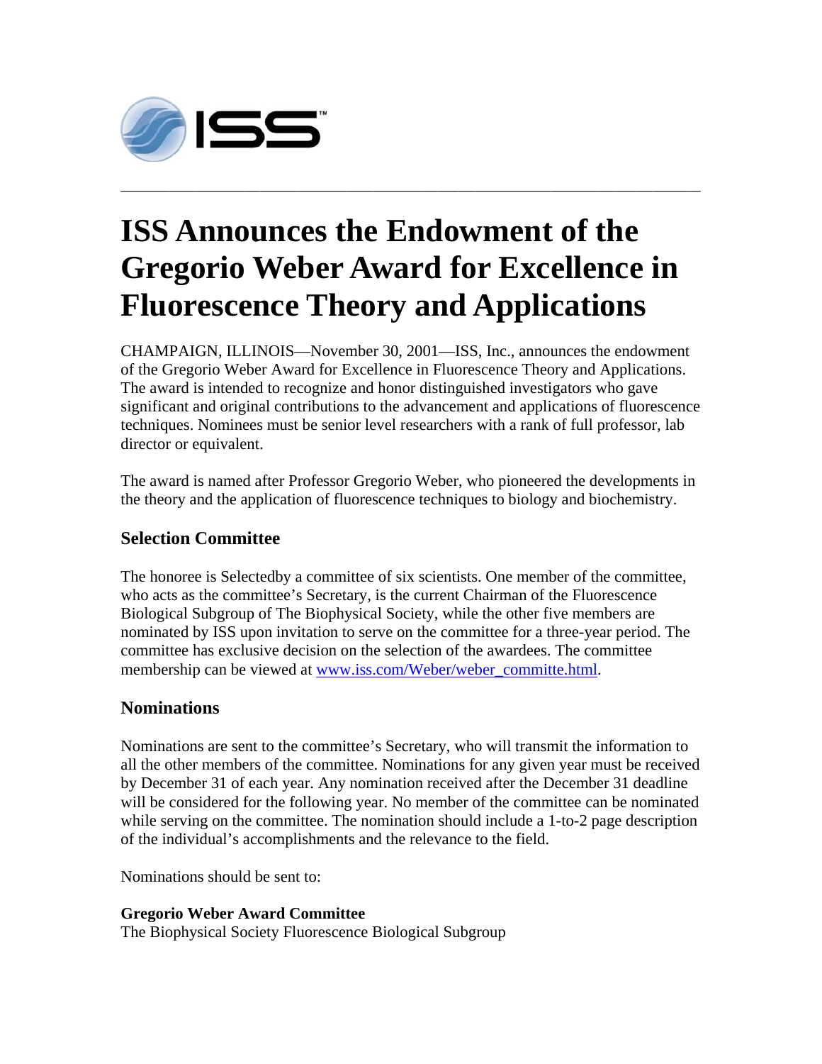# ISS Announces the Endowment of the Gregorio Weber Award for Excellence in Fluorescence Theory and Applications

CHAMPAIGN, ILLINOIS—November 30, 2001—ISS, Inc., announces the endowment of the Gregorio Weber Award for Excellence in Fluorescence Theory and Applications. The award is intended to recognize and honor distinguished investigators who gave significant and original contributions to the advancement and applications of fluorescence techniques. Nominees must be senior level researchers with a rank of full professor, lab director or equivalent.

The award is named after Professor Gregorio Weber, who pioneered the developments in the theory and the application of fluorescence techniques to biology and biochemistry.

### Selection Committee

The honoree is Selectedby a committee of six scientists. One member of the committee, who acts as the committee's Secretary, is the current Chairman of the Fluorescence Biological Subgroup of The Biophysical Society, while the other five members are nominated by ISS upon invitation to serve on the committee for a three-year period. The committee has exclusive decision on the selection of the awardees. The committee membership can be viewed at www.iss.com/Weber/weber_committe.html.

### Nominations

Nominations are sent to the committee's Secretary, who will transmit the information to all the other members of the committee. Nominations for any given year must be received by December 31 of each year. Any nomination received after the December 31 deadline will be considered for the following year. No member of the committee can be nominated while serving on the committee. The nomination should include a 1-to-2 page description of the individual's accomplishments and the relevance to the field.

Nominations should be sent to:

**Gregorio Weber Award Committee**
The Biophysical Society Fluorescence Biological Subgroup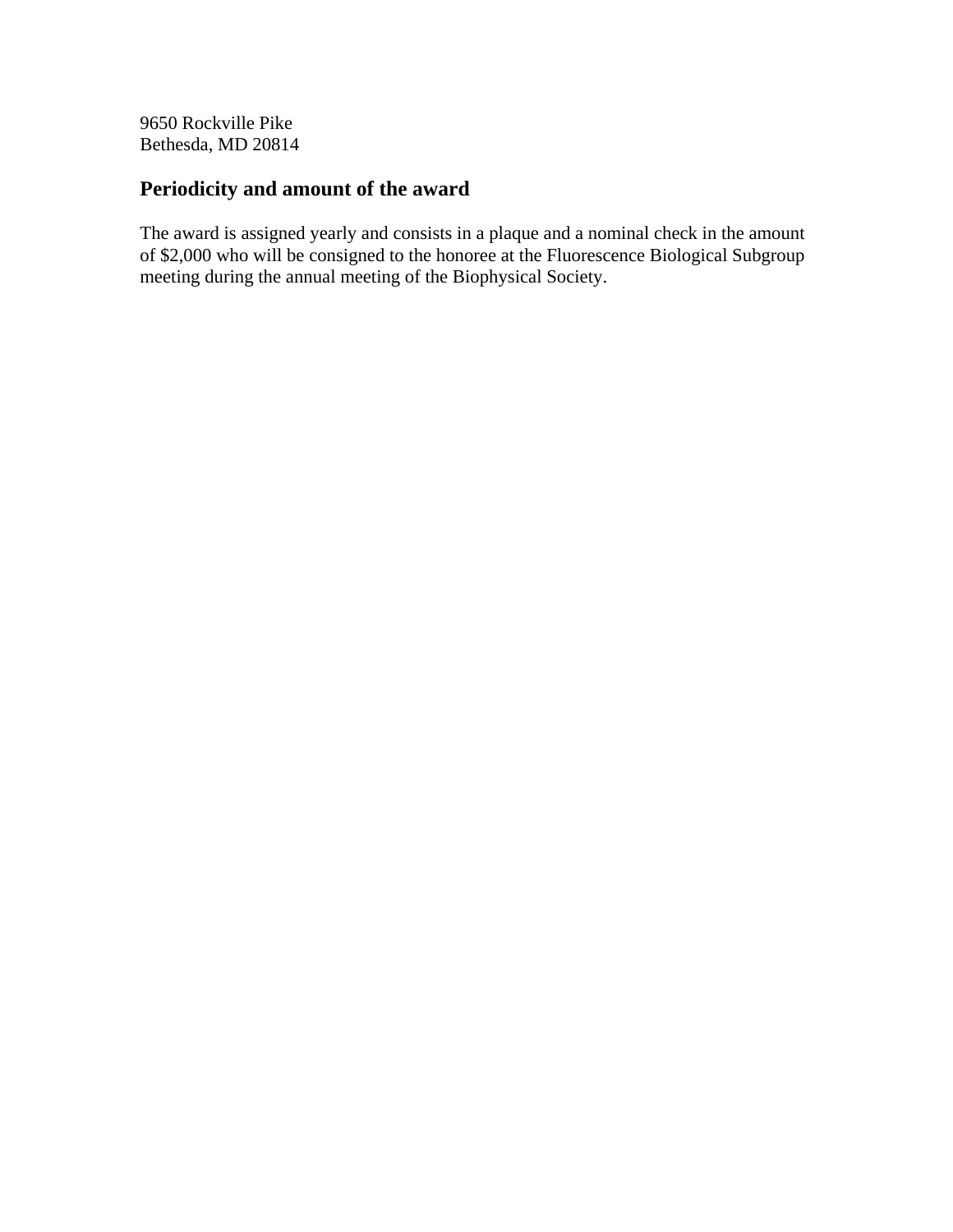9650 Rockville Pike
Bethesda, MD 20814

## Periodicity and amount of the award

The award is assigned yearly and consists in a plaque and a nominal check in the amount of $2,000 who will be consigned to the honoree at the Fluorescence Biological Subgroup meeting during the annual meeting of the Biophysical Society.